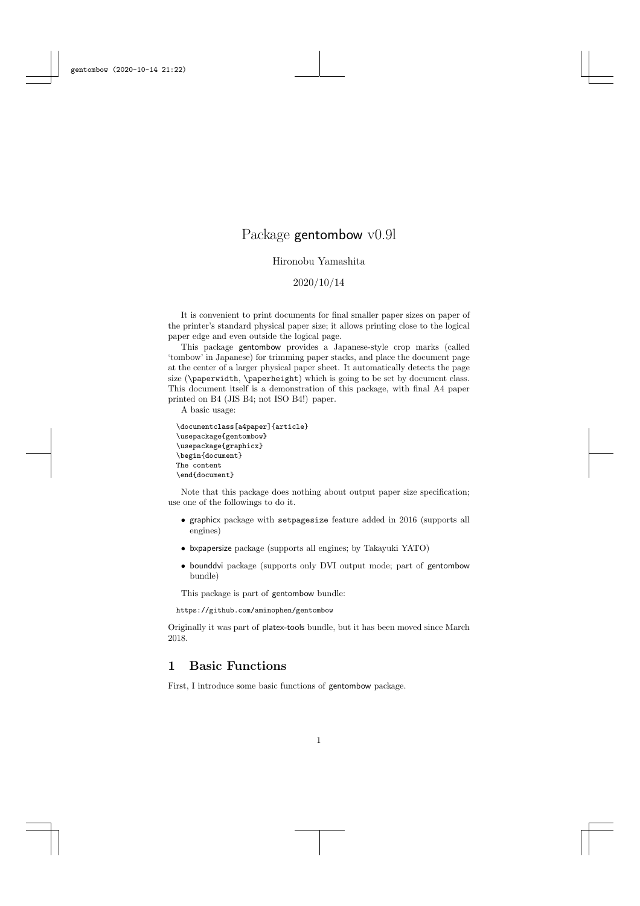# Package gentombow v0.9l

Hironobu Yamashita

2020/10/14

It is convenient to print documents for final smaller paper sizes on paper of the printer's standard physical paper size; it allows printing close to the logical paper edge and even outside the logical page.

This package gentombow provides a Japanese-style crop marks (called 'tombow' in Japanese) for trimming paper stacks, and place the document page at the center of a larger physical paper sheet. It automatically detects the page size (`\paperwidth`, `\paperheight`) which is going to be set by document class. This document itself is a demonstration of this package, with final A4 paper printed on B4 (JIS B4; not ISO B4!) paper.

A basic usage:

```
\documentclass[a4paper]{article}
\usepackage{gentombow}
\usepackage{graphicx}
\begin{document}
The content
\end{document}
```

Note that this package does nothing about output paper size specification; use one of the followings to do it.

- graphicx package with `setpagesize` feature added in 2016 (supports all engines)
- bxpapersize package (supports all engines; by Takayuki YATO)
- bounddvi package (supports only DVI output mode; part of gentombow bundle)

This package is part of gentombow bundle:

```
https://github.com/aminophen/gentombow
```

Originally it was part of platex-tools bundle, but it has been moved since March 2018.

## 1 Basic Functions

First, I introduce some basic functions of gentombow package.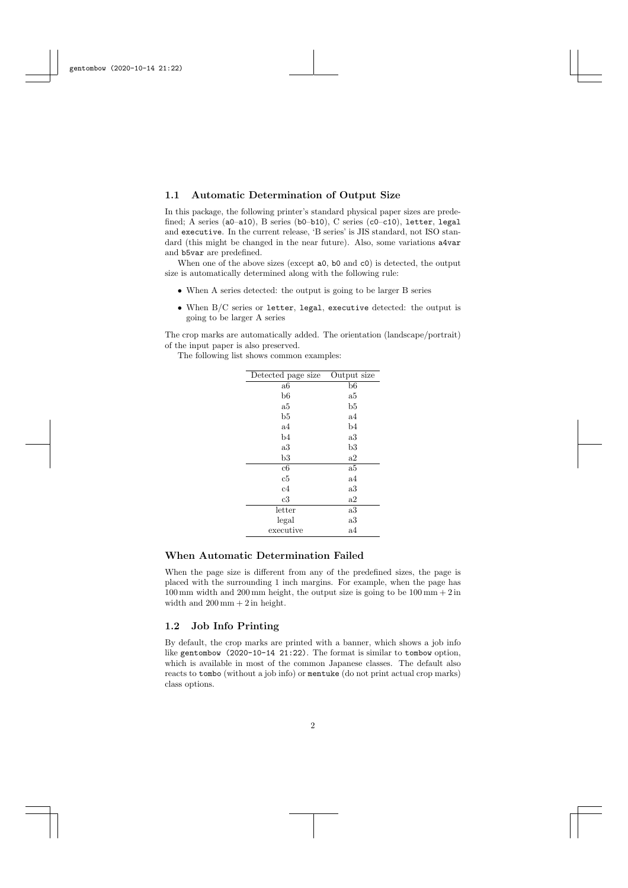## 1.1 Automatic Determination of Output Size

In this package, the following printer's standard physical paper sizes are predefined; A series (`a0`–`a10`), B series (`b0`–`b10`), C series (`c0`–`c10`), `letter`, `legal` and `executive`. In the current release, 'B series' is JIS standard, not ISO standard (this might be changed in the near future). Also, some variations `a4var` and `b5var` are predefined.

When one of the above sizes (except `a0`, `b0` and `c0`) is detected, the output size is automatically determined along with the following rule:

- When A series detected: the output is going to be larger B series
- When B/C series or `letter`, `legal`, `executive` detected: the output is going to be larger A series

The crop marks are automatically added. The orientation (landscape/portrait) of the input paper is also preserved.

The following list shows common examples:

| Detected page size | Output size |
|---|---|
| a6 | b6 |
| b6 | a5 |
| a5 | b5 |
| b5 | a4 |
| a4 | b4 |
| b4 | a3 |
| a3 | b3 |
| b3 | a2 |
| c6 | a5 |
| c5 | a4 |
| c4 | a3 |
| c3 | a2 |
| letter | a3 |
| legal | a3 |
| executive | a4 |

### When Automatic Determination Failed

When the page size is different from any of the predefined sizes, the page is placed with the surrounding 1 inch margins. For example, when the page has 100 mm width and 200 mm height, the output size is going to be $100\,\mathrm{mm} + 2\,\mathrm{in}$ width and $200\,\mathrm{mm} + 2\,\mathrm{in}$ height.

## 1.2 Job Info Printing

By default, the crop marks are printed with a banner, which shows a job info like `gentombow (2020-10-14 21:22)`. The format is similar to `tombow` option, which is available in most of the common Japanese classes. The default also reacts to `tombo` (without a job info) or `mentuke` (do not print actual crop marks) class options.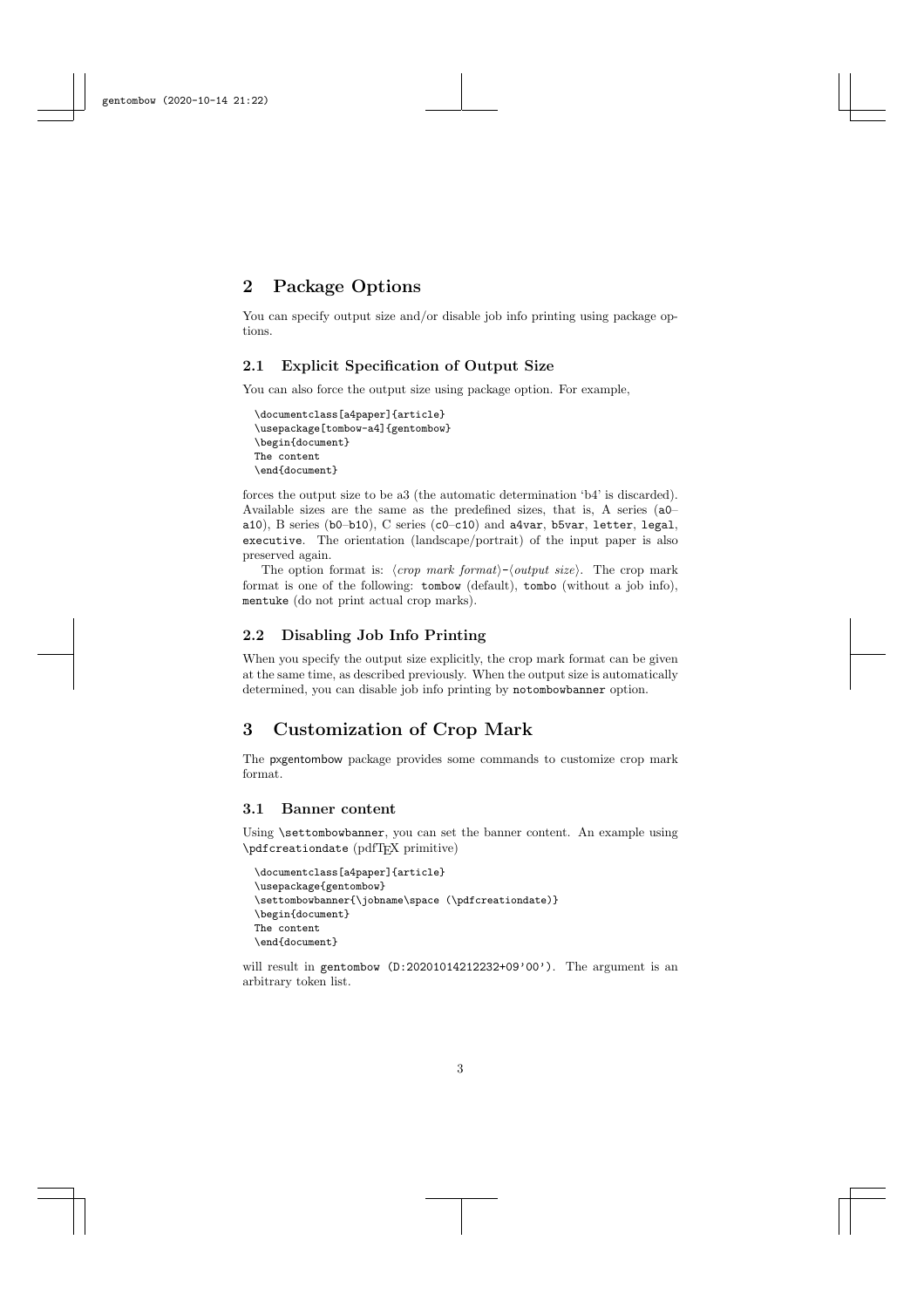## 2 Package Options

You can specify output size and/or disable job info printing using package options.

### 2.1 Explicit Specification of Output Size

You can also force the output size using package option. For example,

```
\documentclass[a4paper]{article}
\usepackage[tombow-a4]{gentombow}
\begin{document}
The content
\end{document}
```

forces the output size to be a3 (the automatic determination 'b4' is discarded). Available sizes are the same as the predefined sizes, that is, A series (a0–a10), B series (b0–b10), C series (c0–c10) and a4var, b5var, letter, legal, executive. The orientation (landscape/portrait) of the input paper is also preserved again.

The option format is: ⟨*crop mark format*⟩-⟨*output size*⟩. The crop mark format is one of the following: tombow (default), tombo (without a job info), mentuke (do not print actual crop marks).

### 2.2 Disabling Job Info Printing

When you specify the output size explicitly, the crop mark format can be given at the same time, as described previously. When the output size is automatically determined, you can disable job info printing by notombowbanner option.

## 3 Customization of Crop Mark

The pxgentombow package provides some commands to customize crop mark format.

### 3.1 Banner content

Using \settombowbanner, you can set the banner content. An example using \pdfcreationdate (pdfTeX primitive)

```
\documentclass[a4paper]{article}
\usepackage{gentombow}
\settombowbanner{\jobname\space (\pdfcreationdate)}
\begin{document}
The content
\end{document}
```

will result in gentombow (D:20201014212232+09'00'). The argument is an arbitrary token list.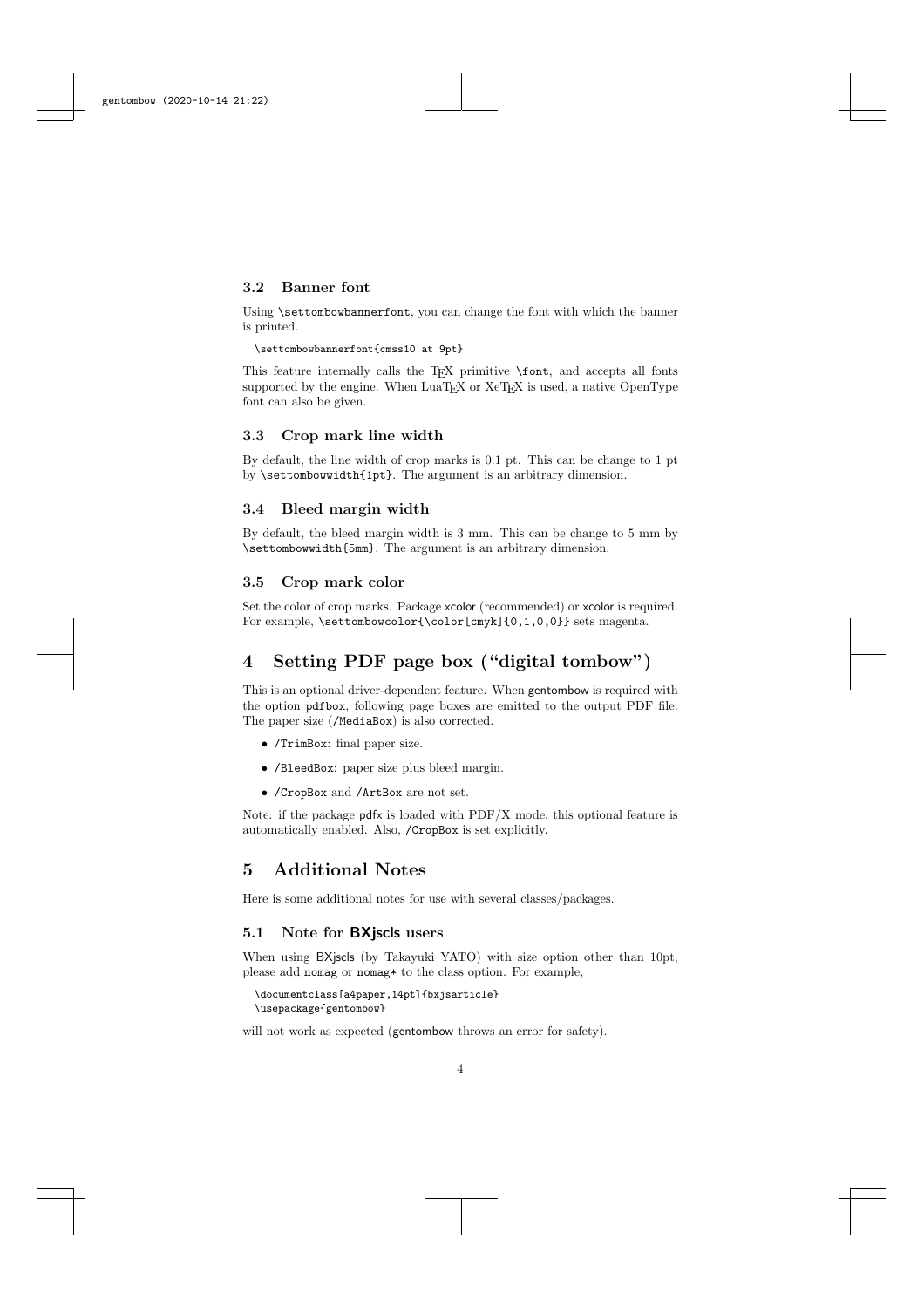### 3.2 Banner font

Using `\settombowbannerfont`, you can change the font with which the banner is printed.

```
\settombowbannerfont{cmss10 at 9pt}
```

This feature internally calls the TeX primitive `\font`, and accepts all fonts supported by the engine. When LuaTeX or XeTeX is used, a native OpenType font can also be given.

### 3.3 Crop mark line width

By default, the line width of crop marks is 0.1 pt. This can be change to 1 pt by `\settombowwidth{1pt}`. The argument is an arbitrary dimension.

### 3.4 Bleed margin width

By default, the bleed margin width is 3 mm. This can be change to 5 mm by `\settombowwidth{5mm}`. The argument is an arbitrary dimension.

### 3.5 Crop mark color

Set the color of crop marks. Package xcolor (recommended) or xcolor is required. For example, `\settombowcolor{\color[cmyk]{0,1,0,0}}` sets magenta.

## 4 Setting PDF page box ("digital tombow")

This is an optional driver-dependent feature. When gentombow is required with the option `pdfbox`, following page boxes are emitted to the output PDF file. The paper size (`/MediaBox`) is also corrected.

- `/TrimBox`: final paper size.
- `/BleedBox`: paper size plus bleed margin.
- `/CropBox` and `/ArtBox` are not set.

Note: if the package pdfx is loaded with PDF/X mode, this optional feature is automatically enabled. Also, `/CropBox` is set explicitly.

## 5 Additional Notes

Here is some additional notes for use with several classes/packages.

### 5.1 Note for **BXjscls** users

When using BXjscls (by Takayuki YATO) with size option other than 10pt, please add `nomag` or `nomag*` to the class option. For example,

```
\documentclass[a4paper,14pt]{bxjsarticle}
\usepackage{gentombow}
```

will not work as expected (gentombow throws an error for safety).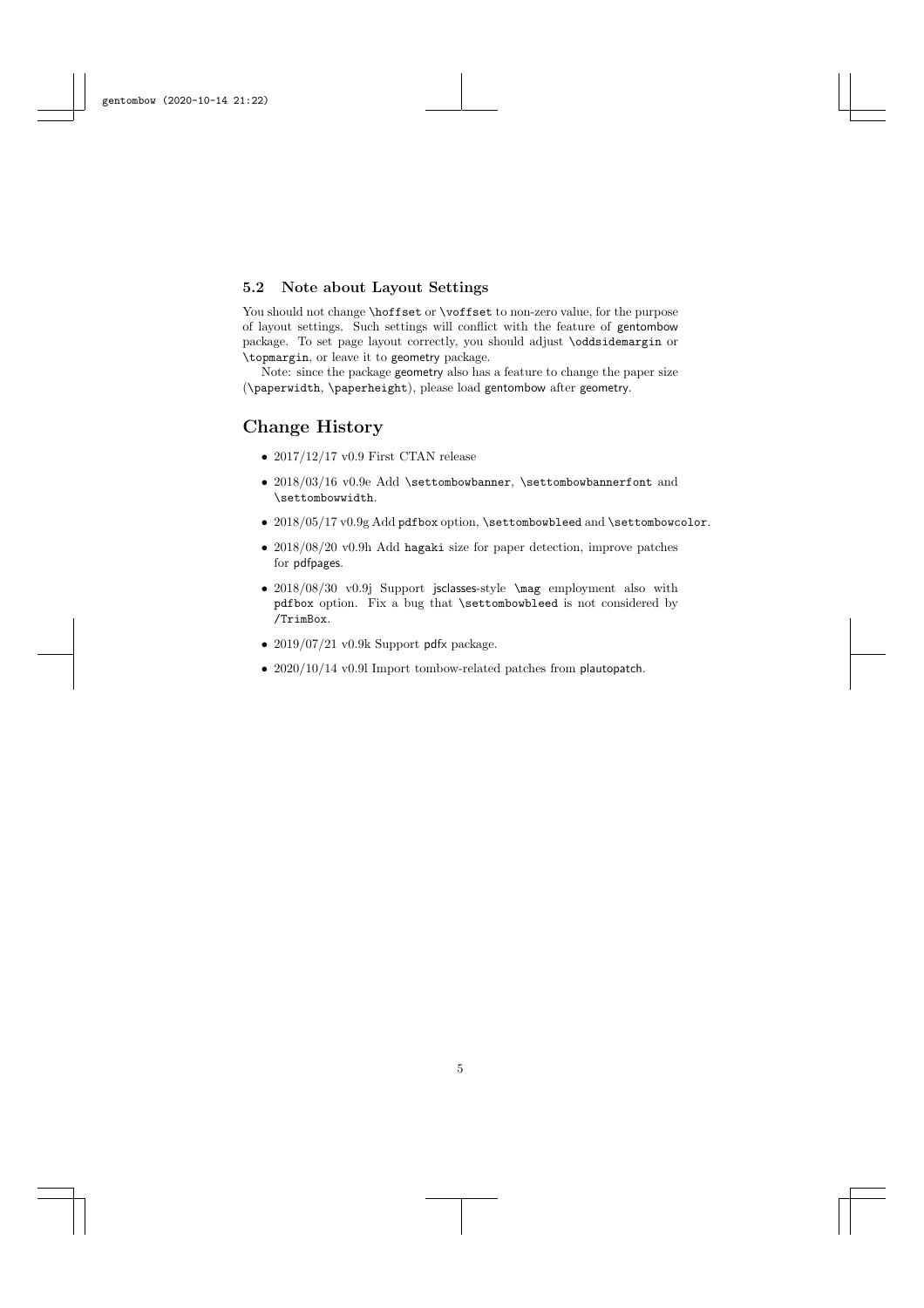### 5.2 Note about Layout Settings

You should not change `\hoffset` or `\voffset` to non-zero value, for the purpose of layout settings. Such settings will conflict with the feature of gentombow package. To set page layout correctly, you should adjust `\oddsidemargin` or `\topmargin`, or leave it to geometry package.

Note: since the package geometry also has a feature to change the paper size (`\paperwidth`, `\paperheight`), please load gentombow after geometry.

## Change History

- 2017/12/17 v0.9 First CTAN release
- 2018/03/16 v0.9e Add `\settombowbanner`, `\settombowbannerfont` and `\settombowwidth`.
- 2018/05/17 v0.9g Add `pdfbox` option, `\settombowbleed` and `\settombowcolor`.
- 2018/08/20 v0.9h Add `hagaki` size for paper detection, improve patches for pdfpages.
- 2018/08/30 v0.9j Support jsclasses-style `\mag` employment also with `pdfbox` option. Fix a bug that `\settombowbleed` is not considered by `/TrimBox`.
- 2019/07/21 v0.9k Support pdfx package.
- 2020/10/14 v0.9l Import tombow-related patches from plautopatch.